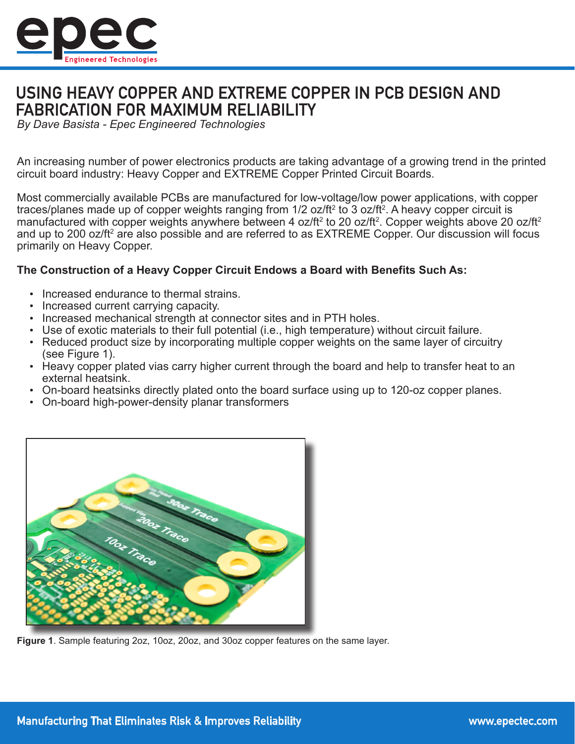# USING HEAVY COPPER AND EXTREME COPPER IN PCB DESIGN AND FABRICATION FOR MAXIMUM RELIABILITY

*By Dave Basista - Epec Engineered Technologies*

An increasing number of power electronics products are taking advantage of a growing trend in the printed circuit board industry: Heavy Copper and EXTREME Copper Printed Circuit Boards.

Most commercially available PCBs are manufactured for low-voltage/low power applications, with copper traces/planes made up of copper weights ranging from 1/2 oz/ft$^2$ to 3 oz/ft$^2$. A heavy copper circuit is manufactured with copper weights anywhere between 4 oz/ft$^2$ to 20 oz/ft$^2$. Copper weights above 20 oz/ft$^2$ and up to 200 oz/ft$^2$ are also possible and are referred to as EXTREME Copper. Our discussion will focus primarily on Heavy Copper.

**The Construction of a Heavy Copper Circuit Endows a Board with Benefits Such As:**

- Increased endurance to thermal strains.
- Increased current carrying capacity.
- Increased mechanical strength at connector sites and in PTH holes.
- Use of exotic materials to their full potential (i.e., high temperature) without circuit failure.
- Reduced product size by incorporating multiple copper weights on the same layer of circuitry (see Figure 1).
- Heavy copper plated vias carry higher current through the board and help to transfer heat to an external heatsink.
- On-board heatsinks directly plated onto the board surface using up to 120-oz copper planes.
- On-board high-power-density planar transformers

**Figure 1**. Sample featuring 2oz, 10oz, 20oz, and 30oz copper features on the same layer.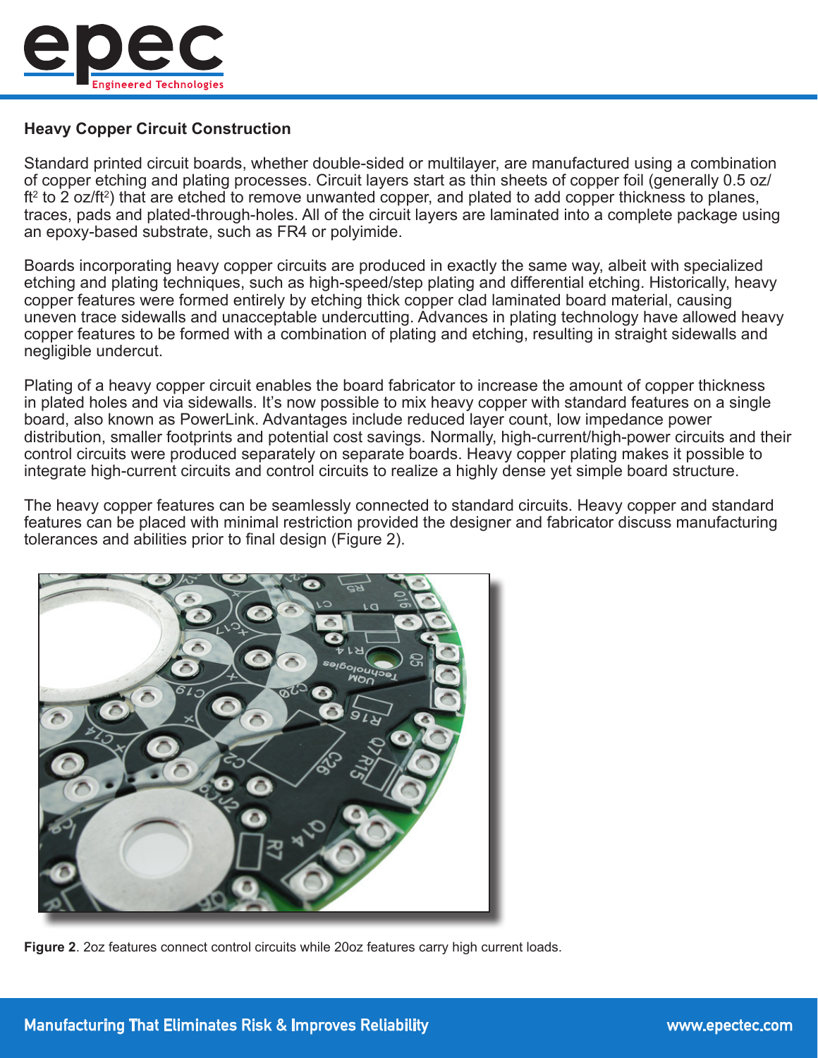### Heavy Copper Circuit Construction

Standard printed circuit boards, whether double-sided or multilayer, are manufactured using a combination of copper etching and plating processes. Circuit layers start as thin sheets of copper foil (generally 0.5 oz/ft$^2$ to 2 oz/ft$^2$) that are etched to remove unwanted copper, and plated to add copper thickness to planes, traces, pads and plated-through-holes. All of the circuit layers are laminated into a complete package using an epoxy-based substrate, such as FR4 or polyimide.

Boards incorporating heavy copper circuits are produced in exactly the same way, albeit with specialized etching and plating techniques, such as high-speed/step plating and differential etching. Historically, heavy copper features were formed entirely by etching thick copper clad laminated board material, causing uneven trace sidewalls and unacceptable undercutting. Advances in plating technology have allowed heavy copper features to be formed with a combination of plating and etching, resulting in straight sidewalls and negligible undercut.

Plating of a heavy copper circuit enables the board fabricator to increase the amount of copper thickness in plated holes and via sidewalls. It's now possible to mix heavy copper with standard features on a single board, also known as PowerLink. Advantages include reduced layer count, low impedance power distribution, smaller footprints and potential cost savings. Normally, high-current/high-power circuits and their control circuits were produced separately on separate boards. Heavy copper plating makes it possible to integrate high-current circuits and control circuits to realize a highly dense yet simple board structure.

The heavy copper features can be seamlessly connected to standard circuits. Heavy copper and standard features can be placed with minimal restriction provided the designer and fabricator discuss manufacturing tolerances and abilities prior to final design (Figure 2).

**Figure 2**. 2oz features connect control circuits while 20oz features carry high current loads.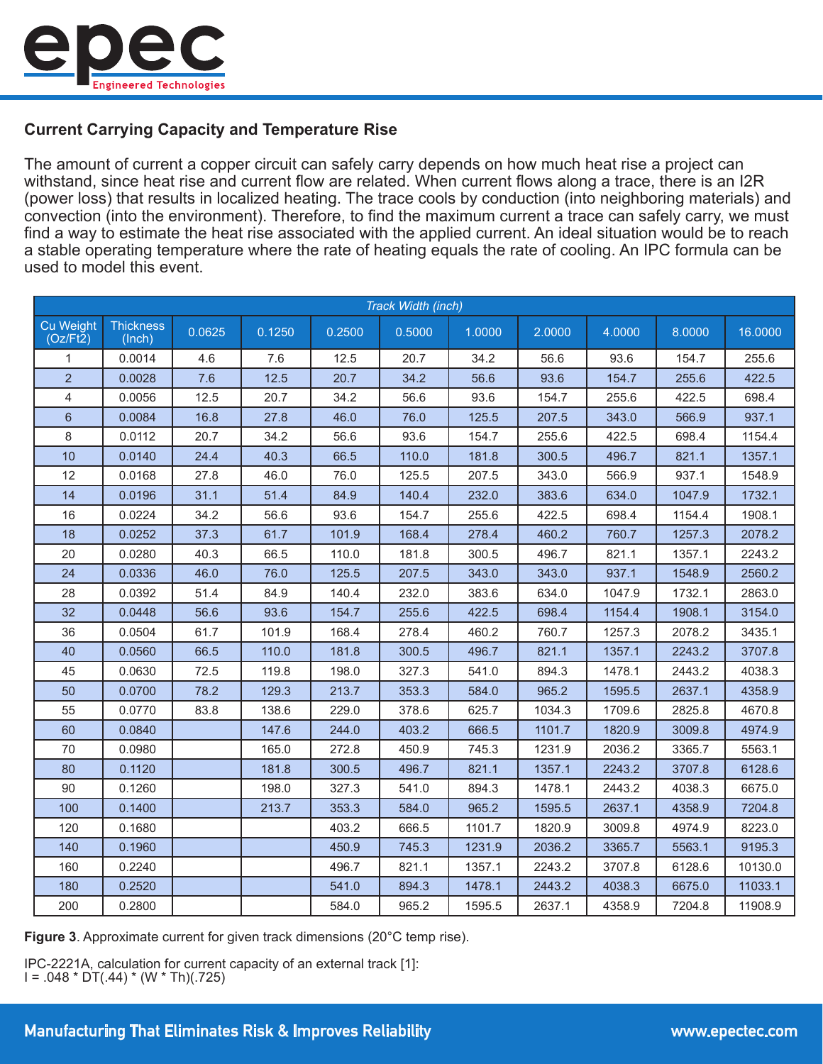### Current Carrying Capacity and Temperature Rise

The amount of current a copper circuit can safely carry depends on how much heat rise a project can withstand, since heat rise and current flow are related. When current flows along a trace, there is an I2R (power loss) that results in localized heating. The trace cools by conduction (into neighboring materials) and convection (into the environment). Therefore, to find the maximum current a trace can safely carry, we must find a way to estimate the heat rise associated with the applied current. An ideal situation would be to reach a stable operating temperature where the rate of heating equals the rate of cooling. An IPC formula can be used to model this event.

| | | *Track Width (inch)* | | | | | | | | |
|---|---|---|---|---|---|---|---|---|---|---|
| Cu Weight (Oz/Ft2) | Thickness (Inch) | 0.0625 | 0.1250 | 0.2500 | 0.5000 | 1.0000 | 2.0000 | 4.0000 | 8.0000 | 16.0000 |
| 1 | 0.0014 | 4.6 | 7.6 | 12.5 | 20.7 | 34.2 | 56.6 | 93.6 | 154.7 | 255.6 |
| 2 | 0.0028 | 7.6 | 12.5 | 20.7 | 34.2 | 56.6 | 93.6 | 154.7 | 255.6 | 422.5 |
| 4 | 0.0056 | 12.5 | 20.7 | 34.2 | 56.6 | 93.6 | 154.7 | 255.6 | 422.5 | 698.4 |
| 6 | 0.0084 | 16.8 | 27.8 | 46.0 | 76.0 | 125.5 | 207.5 | 343.0 | 566.9 | 937.1 |
| 8 | 0.0112 | 20.7 | 34.2 | 56.6 | 93.6 | 154.7 | 255.6 | 422.5 | 698.4 | 1154.4 |
| 10 | 0.0140 | 24.4 | 40.3 | 66.5 | 110.0 | 181.8 | 300.5 | 496.7 | 821.1 | 1357.1 |
| 12 | 0.0168 | 27.8 | 46.0 | 76.0 | 125.5 | 207.5 | 343.0 | 566.9 | 937.1 | 1548.9 |
| 14 | 0.0196 | 31.1 | 51.4 | 84.9 | 140.4 | 232.0 | 383.6 | 634.0 | 1047.9 | 1732.1 |
| 16 | 0.0224 | 34.2 | 56.6 | 93.6 | 154.7 | 255.6 | 422.5 | 698.4 | 1154.4 | 1908.1 |
| 18 | 0.0252 | 37.3 | 61.7 | 101.9 | 168.4 | 278.4 | 460.2 | 760.7 | 1257.3 | 2078.2 |
| 20 | 0.0280 | 40.3 | 66.5 | 110.0 | 181.8 | 300.5 | 496.7 | 821.1 | 1357.1 | 2243.2 |
| 24 | 0.0336 | 46.0 | 76.0 | 125.5 | 207.5 | 343.0 | 343.0 | 937.1 | 1548.9 | 2560.2 |
| 28 | 0.0392 | 51.4 | 84.9 | 140.4 | 232.0 | 383.6 | 634.0 | 1047.9 | 1732.1 | 2863.0 |
| 32 | 0.0448 | 56.6 | 93.6 | 154.7 | 255.6 | 422.5 | 698.4 | 1154.4 | 1908.1 | 3154.0 |
| 36 | 0.0504 | 61.7 | 101.9 | 168.4 | 278.4 | 460.2 | 760.7 | 1257.3 | 2078.2 | 3435.1 |
| 40 | 0.0560 | 66.5 | 110.0 | 181.8 | 300.5 | 496.7 | 821.1 | 1357.1 | 2243.2 | 3707.8 |
| 45 | 0.0630 | 72.5 | 119.8 | 198.0 | 327.3 | 541.0 | 894.3 | 1478.1 | 2443.2 | 4038.3 |
| 50 | 0.0700 | 78.2 | 129.3 | 213.7 | 353.3 | 584.0 | 965.2 | 1595.5 | 2637.1 | 4358.9 |
| 55 | 0.0770 | 83.8 | 138.6 | 229.0 | 378.6 | 625.7 | 1034.3 | 1709.6 | 2825.8 | 4670.8 |
| 60 | 0.0840 | | 147.6 | 244.0 | 403.2 | 666.5 | 1101.7 | 1820.9 | 3009.8 | 4974.9 |
| 70 | 0.0980 | | 165.0 | 272.8 | 450.9 | 745.3 | 1231.9 | 2036.2 | 3365.7 | 5563.1 |
| 80 | 0.1120 | | 181.8 | 300.5 | 496.7 | 821.1 | 1357.1 | 2243.2 | 3707.8 | 6128.6 |
| 90 | 0.1260 | | 198.0 | 327.3 | 541.0 | 894.3 | 1478.1 | 2443.2 | 4038.3 | 6675.0 |
| 100 | 0.1400 | | 213.7 | 353.3 | 584.0 | 965.2 | 1595.5 | 2637.1 | 4358.9 | 7204.8 |
| 120 | 0.1680 | | | 403.2 | 666.5 | 1101.7 | 1820.9 | 3009.8 | 4974.9 | 8223.0 |
| 140 | 0.1960 | | | 450.9 | 745.3 | 1231.9 | 2036.2 | 3365.7 | 5563.1 | 9195.3 |
| 160 | 0.2240 | | | 496.7 | 821.1 | 1357.1 | 2243.2 | 3707.8 | 6128.6 | 10130.0 |
| 180 | 0.2520 | | | 541.0 | 894.3 | 1478.1 | 2443.2 | 4038.3 | 6675.0 | 11033.1 |
| 200 | 0.2800 | | | 584.0 | 965.2 | 1595.5 | 2637.1 | 4358.9 | 7204.8 | 11908.9 |

**Figure 3**. Approximate current for given track dimensions (20°C temp rise).

IPC-2221A, calculation for current capacity of an external track [1]:
I = .048 * DT(.44) * (W * Th)(.725)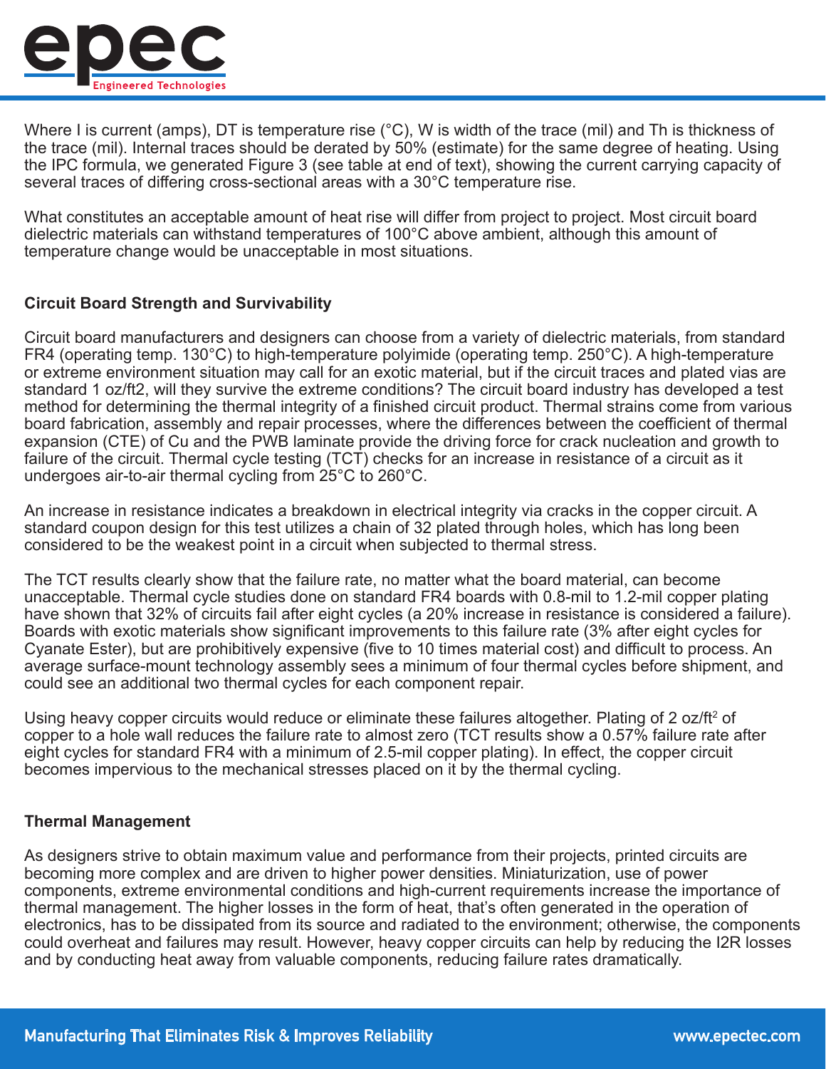Where I is current (amps), DT is temperature rise (°C), W is width of the trace (mil) and Th is thickness of the trace (mil). Internal traces should be derated by 50% (estimate) for the same degree of heating. Using the IPC formula, we generated Figure 3 (see table at end of text), showing the current carrying capacity of several traces of differing cross-sectional areas with a 30°C temperature rise.

What constitutes an acceptable amount of heat rise will differ from project to project. Most circuit board dielectric materials can withstand temperatures of 100°C above ambient, although this amount of temperature change would be unacceptable in most situations.

## Circuit Board Strength and Survivability

Circuit board manufacturers and designers can choose from a variety of dielectric materials, from standard FR4 (operating temp. 130°C) to high-temperature polyimide (operating temp. 250°C). A high-temperature or extreme environment situation may call for an exotic material, but if the circuit traces and plated vias are standard 1 oz/ft2, will they survive the extreme conditions? The circuit board industry has developed a test method for determining the thermal integrity of a finished circuit product. Thermal strains come from various board fabrication, assembly and repair processes, where the differences between the coefficient of thermal expansion (CTE) of Cu and the PWB laminate provide the driving force for crack nucleation and growth to failure of the circuit. Thermal cycle testing (TCT) checks for an increase in resistance of a circuit as it undergoes air-to-air thermal cycling from 25°C to 260°C.

An increase in resistance indicates a breakdown in electrical integrity via cracks in the copper circuit. A standard coupon design for this test utilizes a chain of 32 plated through holes, which has long been considered to be the weakest point in a circuit when subjected to thermal stress.

The TCT results clearly show that the failure rate, no matter what the board material, can become unacceptable. Thermal cycle studies done on standard FR4 boards with 0.8-mil to 1.2-mil copper plating have shown that 32% of circuits fail after eight cycles (a 20% increase in resistance is considered a failure). Boards with exotic materials show significant improvements to this failure rate (3% after eight cycles for Cyanate Ester), but are prohibitively expensive (five to 10 times material cost) and difficult to process. An average surface-mount technology assembly sees a minimum of four thermal cycles before shipment, and could see an additional two thermal cycles for each component repair.

Using heavy copper circuits would reduce or eliminate these failures altogether. Plating of 2 oz/ft$^2$ of copper to a hole wall reduces the failure rate to almost zero (TCT results show a 0.57% failure rate after eight cycles for standard FR4 with a minimum of 2.5-mil copper plating). In effect, the copper circuit becomes impervious to the mechanical stresses placed on it by the thermal cycling.

## Thermal Management

As designers strive to obtain maximum value and performance from their projects, printed circuits are becoming more complex and are driven to higher power densities. Miniaturization, use of power components, extreme environmental conditions and high-current requirements increase the importance of thermal management. The higher losses in the form of heat, that's often generated in the operation of electronics, has to be dissipated from its source and radiated to the environment; otherwise, the components could overheat and failures may result. However, heavy copper circuits can help by reducing the I2R losses and by conducting heat away from valuable components, reducing failure rates dramatically.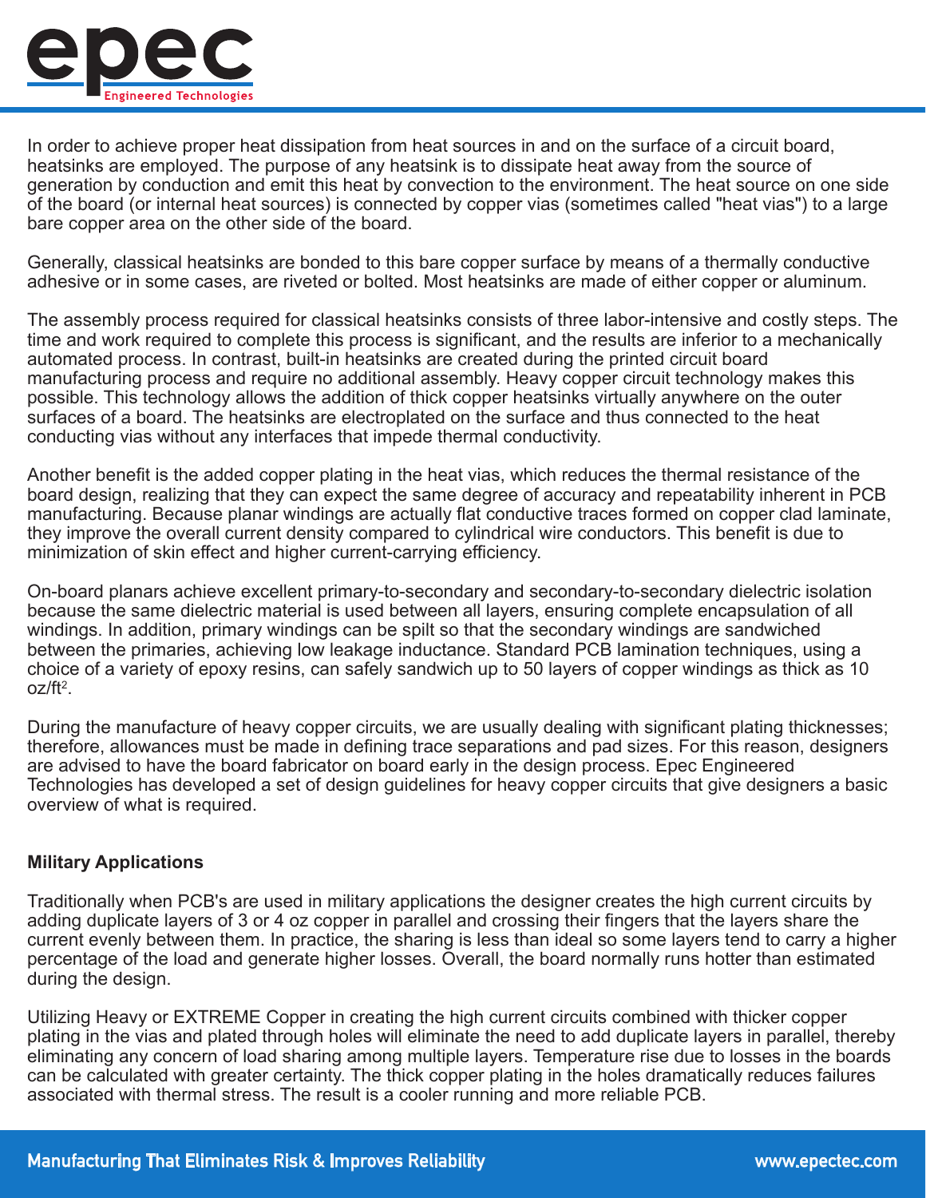In order to achieve proper heat dissipation from heat sources in and on the surface of a circuit board, heatsinks are employed. The purpose of any heatsink is to dissipate heat away from the source of generation by conduction and emit this heat by convection to the environment. The heat source on one side of the board (or internal heat sources) is connected by copper vias (sometimes called "heat vias") to a large bare copper area on the other side of the board.

Generally, classical heatsinks are bonded to this bare copper surface by means of a thermally conductive adhesive or in some cases, are riveted or bolted. Most heatsinks are made of either copper or aluminum.

The assembly process required for classical heatsinks consists of three labor-intensive and costly steps. The time and work required to complete this process is significant, and the results are inferior to a mechanically automated process. In contrast, built-in heatsinks are created during the printed circuit board manufacturing process and require no additional assembly. Heavy copper circuit technology makes this possible. This technology allows the addition of thick copper heatsinks virtually anywhere on the outer surfaces of a board. The heatsinks are electroplated on the surface and thus connected to the heat conducting vias without any interfaces that impede thermal conductivity.

Another benefit is the added copper plating in the heat vias, which reduces the thermal resistance of the board design, realizing that they can expect the same degree of accuracy and repeatability inherent in PCB manufacturing. Because planar windings are actually flat conductive traces formed on copper clad laminate, they improve the overall current density compared to cylindrical wire conductors. This benefit is due to minimization of skin effect and higher current-carrying efficiency.

On-board planars achieve excellent primary-to-secondary and secondary-to-secondary dielectric isolation because the same dielectric material is used between all layers, ensuring complete encapsulation of all windings. In addition, primary windings can be spilt so that the secondary windings are sandwiched between the primaries, achieving low leakage inductance. Standard PCB lamination techniques, using a choice of a variety of epoxy resins, can safely sandwich up to 50 layers of copper windings as thick as 10 oz/ft$^2$.

During the manufacture of heavy copper circuits, we are usually dealing with significant plating thicknesses; therefore, allowances must be made in defining trace separations and pad sizes. For this reason, designers are advised to have the board fabricator on board early in the design process. Epec Engineered Technologies has developed a set of design guidelines for heavy copper circuits that give designers a basic overview of what is required.

**Military Applications**

Traditionally when PCB's are used in military applications the designer creates the high current circuits by adding duplicate layers of 3 or 4 oz copper in parallel and crossing their fingers that the layers share the current evenly between them. In practice, the sharing is less than ideal so some layers tend to carry a higher percentage of the load and generate higher losses. Overall, the board normally runs hotter than estimated during the design.

Utilizing Heavy or EXTREME Copper in creating the high current circuits combined with thicker copper plating in the vias and plated through holes will eliminate the need to add duplicate layers in parallel, thereby eliminating any concern of load sharing among multiple layers. Temperature rise due to losses in the boards can be calculated with greater certainty. The thick copper plating in the holes dramatically reduces failures associated with thermal stress. The result is a cooler running and more reliable PCB.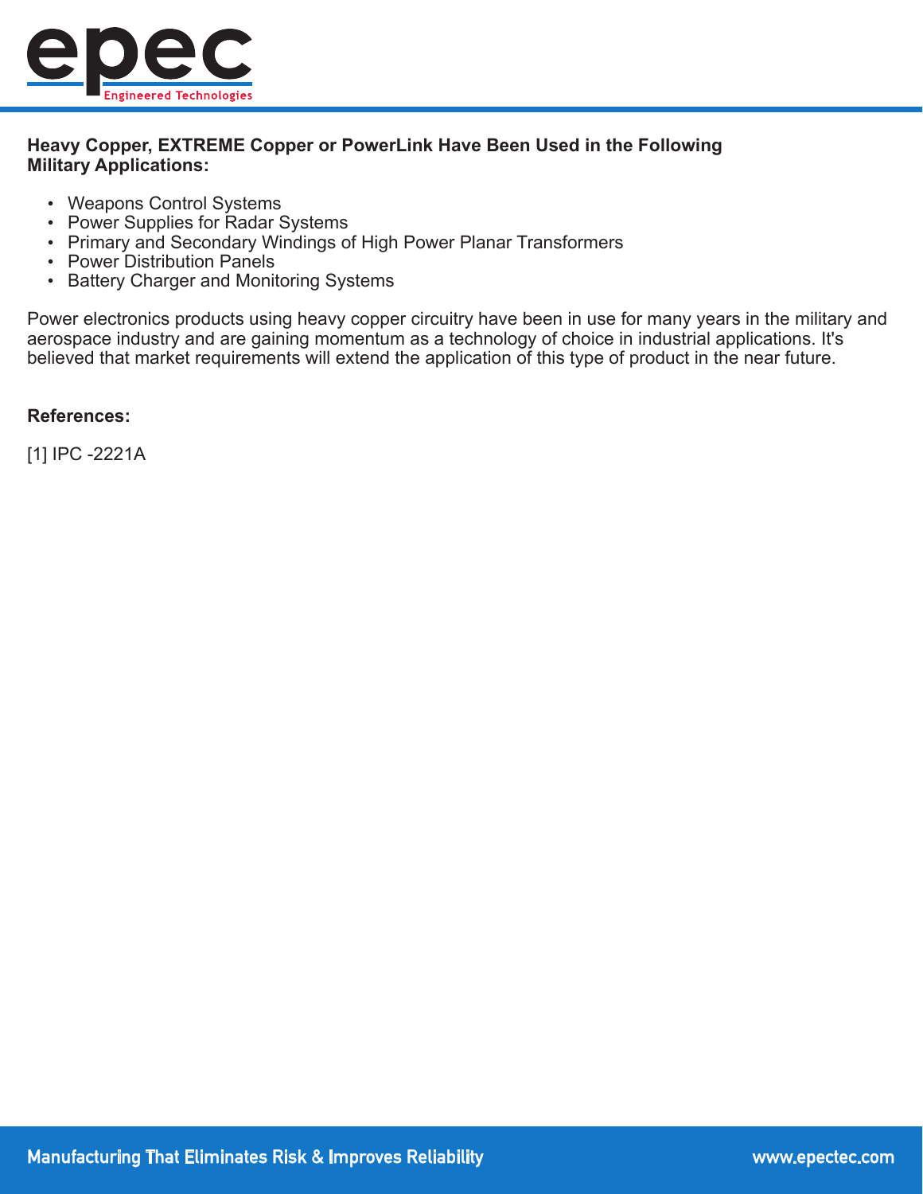**Heavy Copper, EXTREME Copper or PowerLink Have Been Used in the Following Military Applications:**

- Weapons Control Systems
- Power Supplies for Radar Systems
- Primary and Secondary Windings of High Power Planar Transformers
- Power Distribution Panels
- Battery Charger and Monitoring Systems

Power electronics products using heavy copper circuitry have been in use for many years in the military and aerospace industry and are gaining momentum as a technology of choice in industrial applications. It's believed that market requirements will extend the application of this type of product in the near future.

**References:**

[1] IPC -2221A